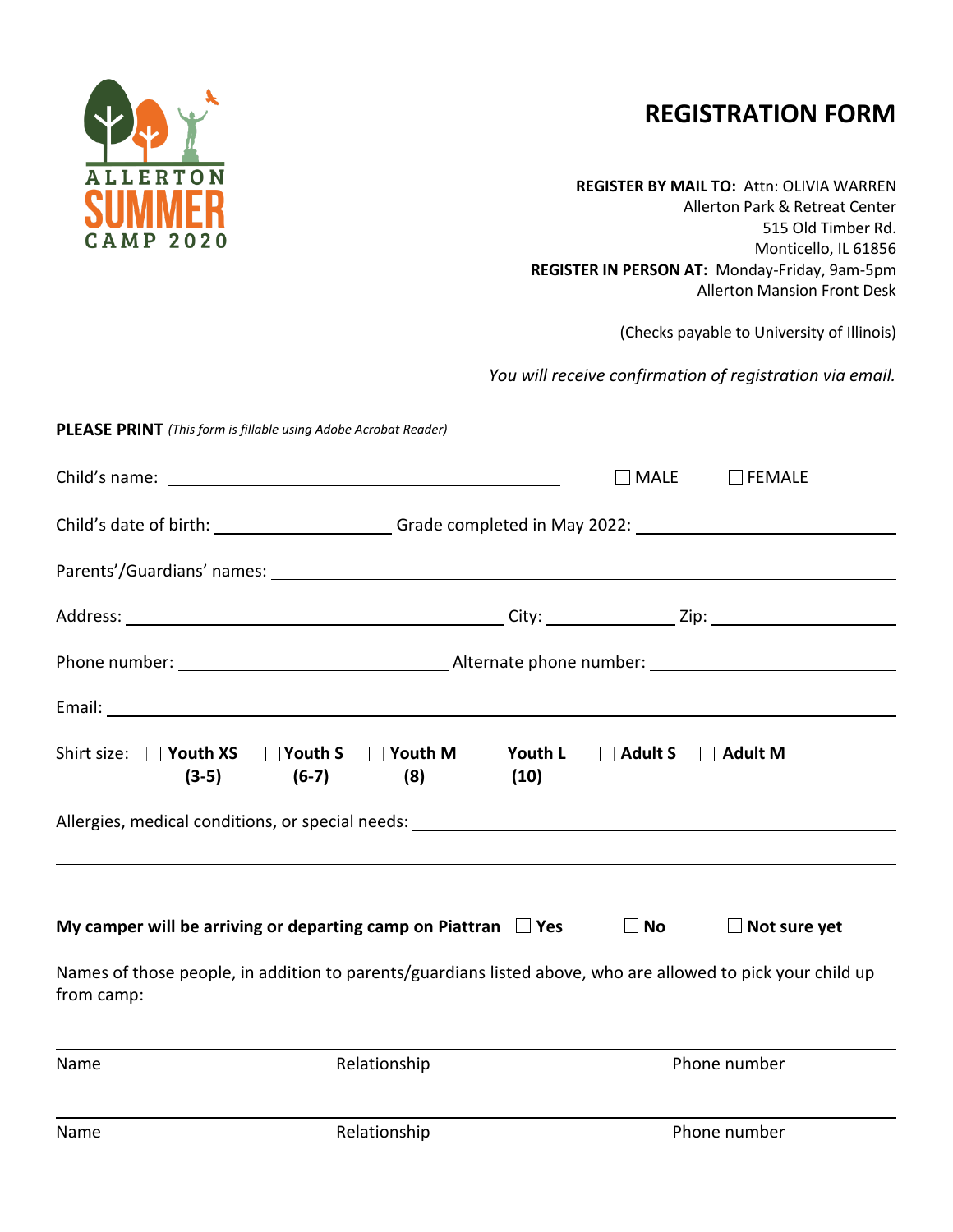ALLERTON SUMMER CAMP 2020

# REGISTRATION FORM

**REGISTER BY MAIL TO:** Attn: OLIVIA WARREN
Allerton Park & Retreat Center
515 Old Timber Rd.
Monticello, IL 61856

**REGISTER IN PERSON AT:** Monday-Friday, 9am-5pm
Allerton Mansion Front Desk

(Checks payable to University of Illinois)

*You will receive confirmation of registration via email.*

**PLEASE PRINT** *(This form is fillable using Adobe Acrobat Reader)*

Child's name: ______________________________ ☐ MALE ☐ FEMALE

Child's date of birth: ______________ Grade completed in May 2022: ______________

Parents'/Guardians' names: ______________________________

Address: ______________________ City: __________ Zip: __________

Phone number: ______________ Alternate phone number: ______________

Email: ______________________________

Shirt size: ☐ **Youth XS (3-5)** ☐ **Youth S (6-7)** ☐ **Youth M (8)** ☐ **Youth L (10)** ☐ **Adult S** ☐ **Adult M**

Allergies, medical conditions, or special needs: ______________________________

______________________________

**My camper will be arriving or departing camp on Piattran** ☐ **Yes** ☐ **No** ☐ **Not sure yet**

Names of those people, in addition to parents/guardians listed above, who are allowed to pick your child up from camp:

| Name | Relationship | Phone number |
|---|---|---|
| Name | Relationship | Phone number |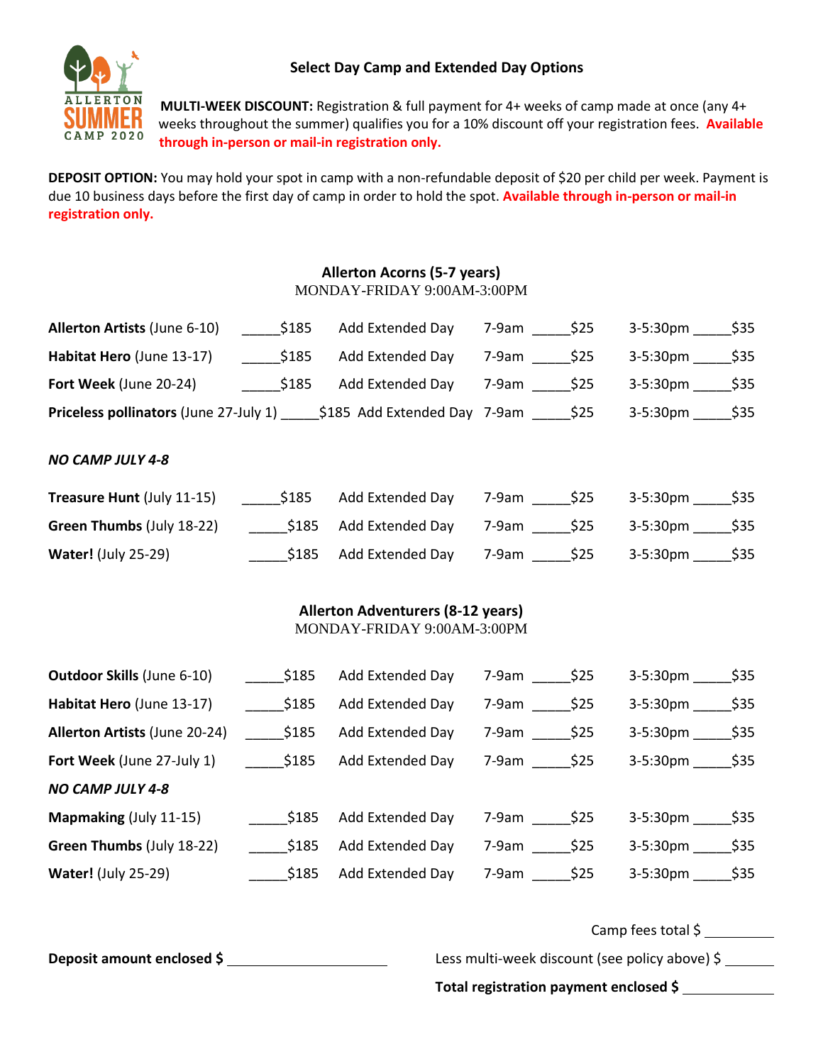## Select Day Camp and Extended Day Options

**MULTI-WEEK DISCOUNT:** Registration & full payment for 4+ weeks of camp made at once (any 4+ weeks throughout the summer) qualifies you for a 10% discount off your registration fees. **Available through in-person or mail-in registration only.**

**DEPOSIT OPTION:** You may hold your spot in camp with a non-refundable deposit of $20 per child per week. Payment is due 10 business days before the first day of camp in order to hold the spot. **Available through in-person or mail-in registration only.**

### Allerton Acorns (5-7 years)

MONDAY-FRIDAY 9:00AM-3:00PM

| | | | | |
|---|---|---|---|---|
| **Allerton Artists** (June 6-10) | _____$185 | Add Extended Day | 7-9am _____$25 | 3-5:30pm _____$35 |
| **Habitat Hero** (June 13-17) | _____$185 | Add Extended Day | 7-9am _____$25 | 3-5:30pm _____$35 |
| **Fort Week** (June 20-24) | _____$185 | Add Extended Day | 7-9am _____$25 | 3-5:30pm _____$35 |
| **Priceless pollinators** (June 27-July 1) | _____$185 | Add Extended Day | 7-9am _____$25 | 3-5:30pm _____$35 |
| ***NO CAMP JULY 4-8*** | | | | |
| **Treasure Hunt** (July 11-15) | _____$185 | Add Extended Day | 7-9am _____$25 | 3-5:30pm _____$35 |
| **Green Thumbs** (July 18-22) | _____$185 | Add Extended Day | 7-9am _____$25 | 3-5:30pm _____$35 |
| **Water!** (July 25-29) | _____$185 | Add Extended Day | 7-9am _____$25 | 3-5:30pm _____$35 |

### Allerton Adventurers (8-12 years)

MONDAY-FRIDAY 9:00AM-3:00PM

| | | | | |
|---|---|---|---|---|
| **Outdoor Skills** (June 6-10) | _____$185 | Add Extended Day | 7-9am _____$25 | 3-5:30pm _____$35 |
| **Habitat Hero** (June 13-17) | _____$185 | Add Extended Day | 7-9am _____$25 | 3-5:30pm _____$35 |
| **Allerton Artists** (June 20-24) | _____$185 | Add Extended Day | 7-9am _____$25 | 3-5:30pm _____$35 |
| **Fort Week** (June 27-July 1) | _____$185 | Add Extended Day | 7-9am _____$25 | 3-5:30pm _____$35 |
| ***NO CAMP JULY 4-8*** | | | | |
| **Mapmaking** (July 11-15) | _____$185 | Add Extended Day | 7-9am _____$25 | 3-5:30pm _____$35 |
| **Green Thumbs** (July 18-22) | _____$185 | Add Extended Day | 7-9am _____$25 | 3-5:30pm _____$35 |
| **Water!** (July 25-29) | _____$185 | Add Extended Day | 7-9am _____$25 | 3-5:30pm _____$35 |

Camp fees total $ __________

**Deposit amount enclosed $** ______________________

Less multi-week discount (see policy above) $ _______

**Total registration payment enclosed $** ____________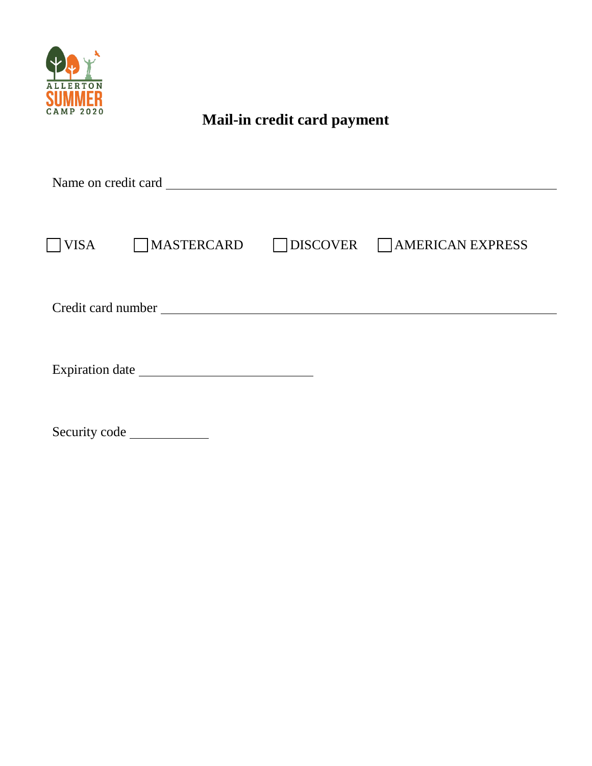ALLERTON SUMMER CAMP 2020

# Mail-in credit card payment

Name on credit card ______________________________________________

☐ VISA ☐ MASTERCARD ☐ DISCOVER ☐ AMERICAN EXPRESS

Credit card number ______________________________________________

Expiration date ____________________

Security code _________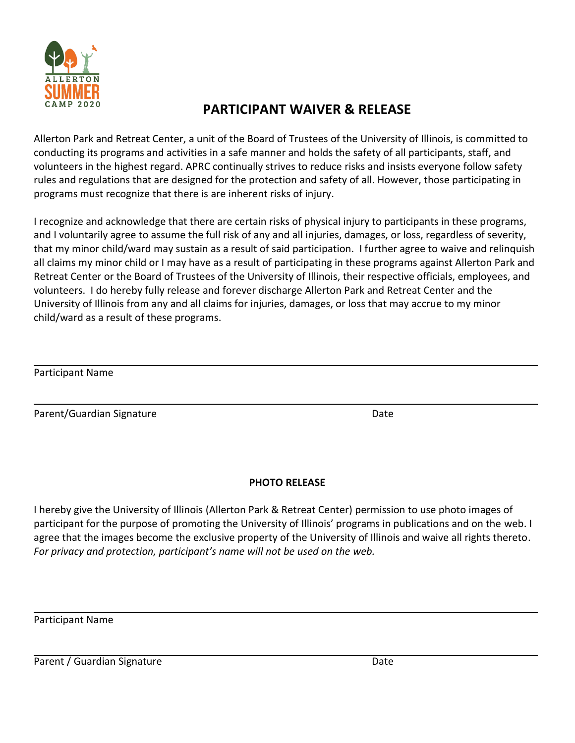ALLERTON
SUMMER
CAMP 2020

# PARTICIPANT WAIVER & RELEASE

Allerton Park and Retreat Center, a unit of the Board of Trustees of the University of Illinois, is committed to conducting its programs and activities in a safe manner and holds the safety of all participants, staff, and volunteers in the highest regard. APRC continually strives to reduce risks and insists everyone follow safety rules and regulations that are designed for the protection and safety of all. However, those participating in programs must recognize that there is are inherent risks of injury.

I recognize and acknowledge that there are certain risks of physical injury to participants in these programs, and I voluntarily agree to assume the full risk of any and all injuries, damages, or loss, regardless of severity, that my minor child/ward may sustain as a result of said participation. I further agree to waive and relinquish all claims my minor child or I may have as a result of participating in these programs against Allerton Park and Retreat Center or the Board of Trustees of the University of Illinois, their respective officials, employees, and volunteers. I do hereby fully release and forever discharge Allerton Park and Retreat Center and the University of Illinois from any and all claims for injuries, damages, or loss that may accrue to my minor child/ward as a result of these programs.

Participant Name

Parent/Guardian Signature Date

**PHOTO RELEASE**

I hereby give the University of Illinois (Allerton Park & Retreat Center) permission to use photo images of participant for the purpose of promoting the University of Illinois' programs in publications and on the web. I agree that the images become the exclusive property of the University of Illinois and waive all rights thereto. *For privacy and protection, participant's name will not be used on the web.*

Participant Name

Parent / Guardian Signature Date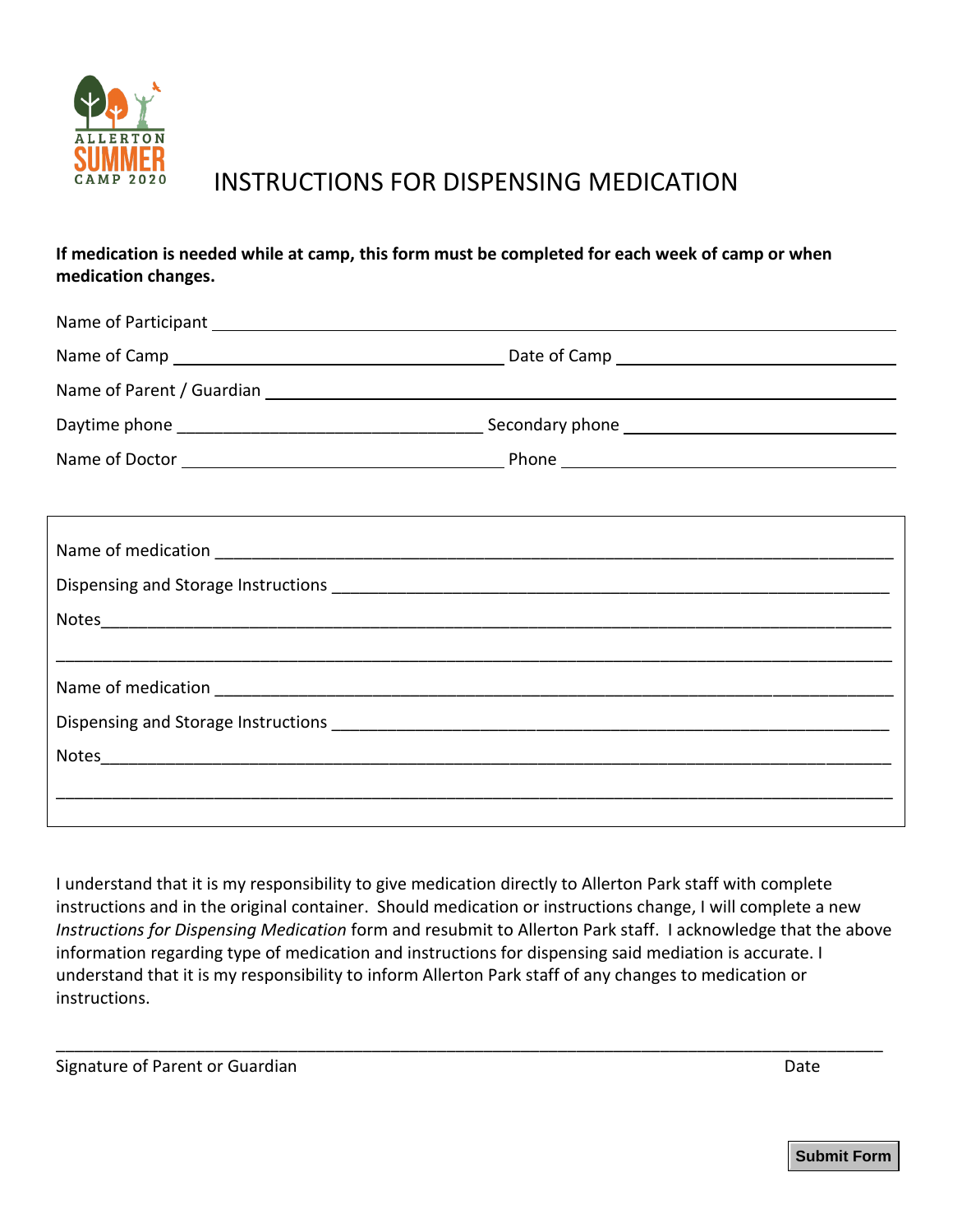ALLERTON SUMMER CAMP 2020

# INSTRUCTIONS FOR DISPENSING MEDICATION

**If medication is needed while at camp, this form must be completed for each week of camp or when medication changes.**

Name of Participant ______________________________

Name of Camp ______________________________ Date of Camp ______________________________

Name of Parent / Guardian ______________________________

Daytime phone ______________________________ Secondary phone ______________________________

Name of Doctor ______________________________ Phone ______________________________

Name of medication ______________________________

Dispensing and Storage Instructions ______________________________

Notes______________________________

______________________________

Name of medication ______________________________

Dispensing and Storage Instructions ______________________________

Notes______________________________

______________________________

I understand that it is my responsibility to give medication directly to Allerton Park staff with complete instructions and in the original container. Should medication or instructions change, I will complete a new *Instructions for Dispensing Medication* form and resubmit to Allerton Park staff. I acknowledge that the above information regarding type of medication and instructions for dispensing said mediation is accurate. I understand that it is my responsibility to inform Allerton Park staff of any changes to medication or instructions.

______________________________

Signature of Parent or Guardian Date

Submit Form